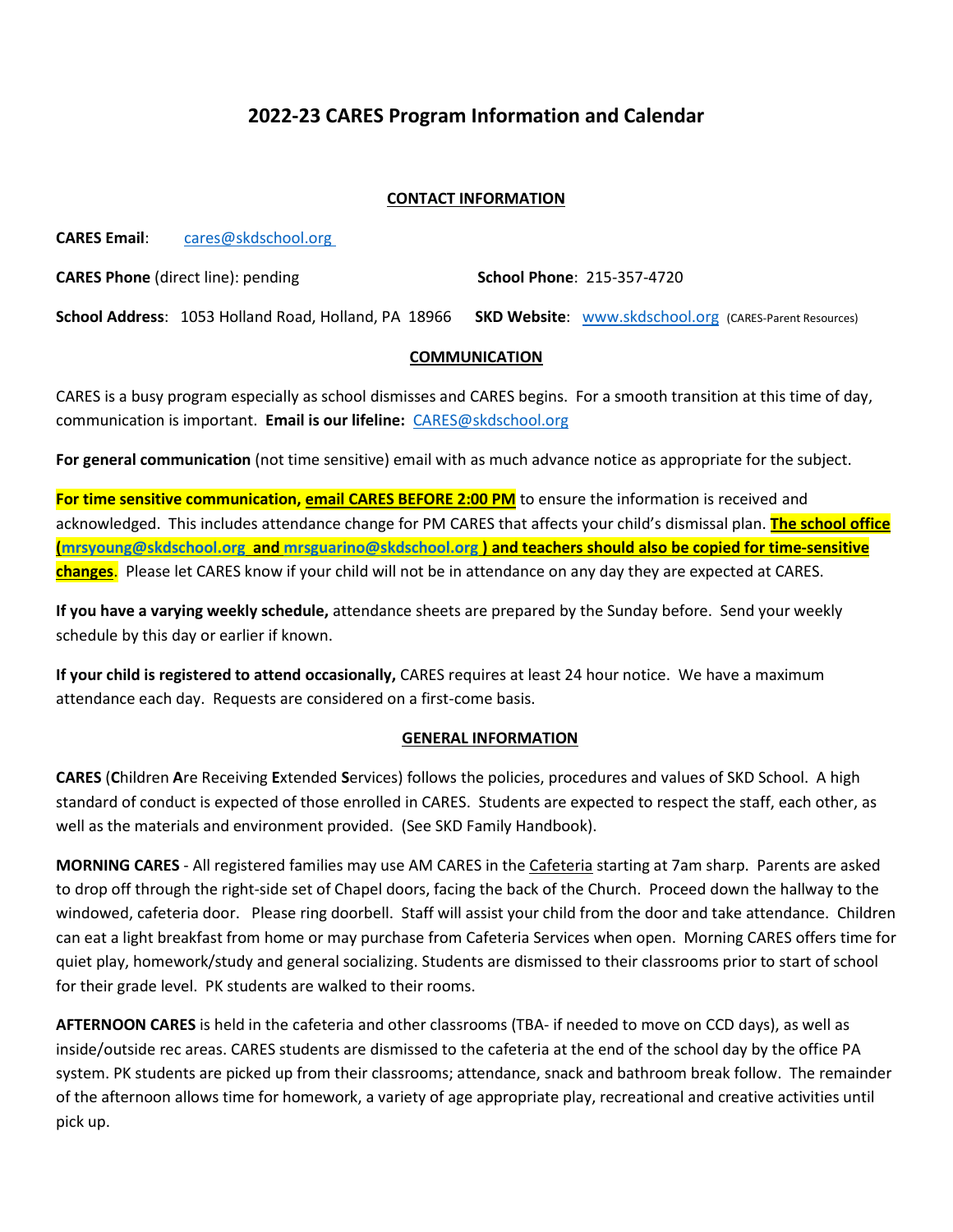# 2022-23 CARES Program Information and Calendar

## CONTACT INFORMATION

**CARES Email**: cares@skdschool.org

**CARES Phone** (direct line): pending

**School Phone**: 215-357-4720

**School Address**: 1053 Holland Road, Holland, PA 18966

**SKD Website**: www.skdschool.org (CARES-Parent Resources)

## COMMUNICATION

CARES is a busy program especially as school dismisses and CARES begins. For a smooth transition at this time of day, communication is important. **Email is our lifeline:** CARES@skdschool.org

**For general communication** (not time sensitive) email with as much advance notice as appropriate for the subject.

**For time sensitive communication, email CARES BEFORE 2:00 PM** to ensure the information is received and acknowledged. This includes attendance change for PM CARES that affects your child's dismissal plan. **The school office (mrsyoung@skdschool.org and mrsguarino@skdschool.org ) and teachers should also be copied for time-sensitive changes**. Please let CARES know if your child will not be in attendance on any day they are expected at CARES.

**If you have a varying weekly schedule,** attendance sheets are prepared by the Sunday before. Send your weekly schedule by this day or earlier if known.

**If your child is registered to attend occasionally,** CARES requires at least 24 hour notice. We have a maximum attendance each day. Requests are considered on a first-come basis.

## GENERAL INFORMATION

**CARES** (**C**hildren **A**re Receiving **E**xtended **S**ervices) follows the policies, procedures and values of SKD School. A high standard of conduct is expected of those enrolled in CARES. Students are expected to respect the staff, each other, as well as the materials and environment provided. (See SKD Family Handbook).

**MORNING CARES** - All registered families may use AM CARES in the Cafeteria starting at 7am sharp. Parents are asked to drop off through the right-side set of Chapel doors, facing the back of the Church. Proceed down the hallway to the windowed, cafeteria door. Please ring doorbell. Staff will assist your child from the door and take attendance. Children can eat a light breakfast from home or may purchase from Cafeteria Services when open. Morning CARES offers time for quiet play, homework/study and general socializing. Students are dismissed to their classrooms prior to start of school for their grade level. PK students are walked to their rooms.

**AFTERNOON CARES** is held in the cafeteria and other classrooms (TBA- if needed to move on CCD days), as well as inside/outside rec areas. CARES students are dismissed to the cafeteria at the end of the school day by the office PA system. PK students are picked up from their classrooms; attendance, snack and bathroom break follow. The remainder of the afternoon allows time for homework, a variety of age appropriate play, recreational and creative activities until pick up.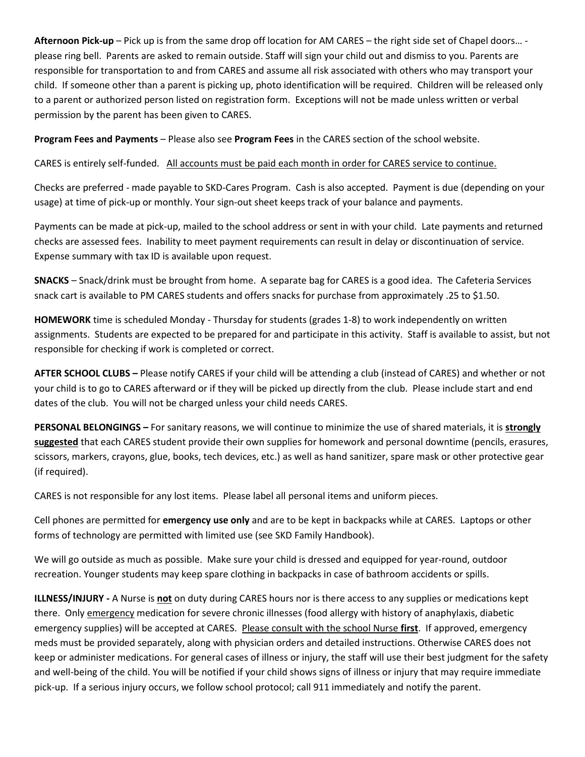**Afternoon Pick-up** – Pick up is from the same drop off location for AM CARES – the right side set of Chapel doors… - please ring bell. Parents are asked to remain outside. Staff will sign your child out and dismiss to you. Parents are responsible for transportation to and from CARES and assume all risk associated with others who may transport your child. If someone other than a parent is picking up, photo identification will be required. Children will be released only to a parent or authorized person listed on registration form. Exceptions will not be made unless written or verbal permission by the parent has been given to CARES.

**Program Fees and Payments** – Please also see **Program Fees** in the CARES section of the school website.

CARES is entirely self-funded. <u>All accounts must be paid each month in order for CARES service to continue.</u>

Checks are preferred - made payable to SKD-Cares Program. Cash is also accepted. Payment is due (depending on your usage) at time of pick-up or monthly. Your sign-out sheet keeps track of your balance and payments.

Payments can be made at pick-up, mailed to the school address or sent in with your child. Late payments and returned checks are assessed fees. Inability to meet payment requirements can result in delay or discontinuation of service. Expense summary with tax ID is available upon request.

**SNACKS** – Snack/drink must be brought from home. A separate bag for CARES is a good idea. The Cafeteria Services snack cart is available to PM CARES students and offers snacks for purchase from approximately .25 to $1.50.

**HOMEWORK** time is scheduled Monday - Thursday for students (grades 1-8) to work independently on written assignments. Students are expected to be prepared for and participate in this activity. Staff is available to assist, but not responsible for checking if work is completed or correct.

**AFTER SCHOOL CLUBS –** Please notify CARES if your child will be attending a club (instead of CARES) and whether or not your child is to go to CARES afterward or if they will be picked up directly from the club. Please include start and end dates of the club. You will not be charged unless your child needs CARES.

**PERSONAL BELONGINGS –** For sanitary reasons, we will continue to minimize the use of shared materials, it is **<u>strongly suggested</u>** that each CARES student provide their own supplies for homework and personal downtime (pencils, erasures, scissors, markers, crayons, glue, books, tech devices, etc.) as well as hand sanitizer, spare mask or other protective gear (if required).

CARES is not responsible for any lost items. Please label all personal items and uniform pieces.

Cell phones are permitted for **emergency use only** and are to be kept in backpacks while at CARES. Laptops or other forms of technology are permitted with limited use (see SKD Family Handbook).

We will go outside as much as possible. Make sure your child is dressed and equipped for year-round, outdoor recreation. Younger students may keep spare clothing in backpacks in case of bathroom accidents or spills.

**ILLNESS/INJURY -** A Nurse is **<u>not</u>** on duty during CARES hours nor is there access to any supplies or medications kept there. Only <u>emergency</u> medication for severe chronic illnesses (food allergy with history of anaphylaxis, diabetic emergency supplies) will be accepted at CARES. <u>Please consult with the school Nurse **first**</u>. If approved, emergency meds must be provided separately, along with physician orders and detailed instructions. Otherwise CARES does not keep or administer medications. For general cases of illness or injury, the staff will use their best judgment for the safety and well-being of the child. You will be notified if your child shows signs of illness or injury that may require immediate pick-up. If a serious injury occurs, we follow school protocol; call 911 immediately and notify the parent.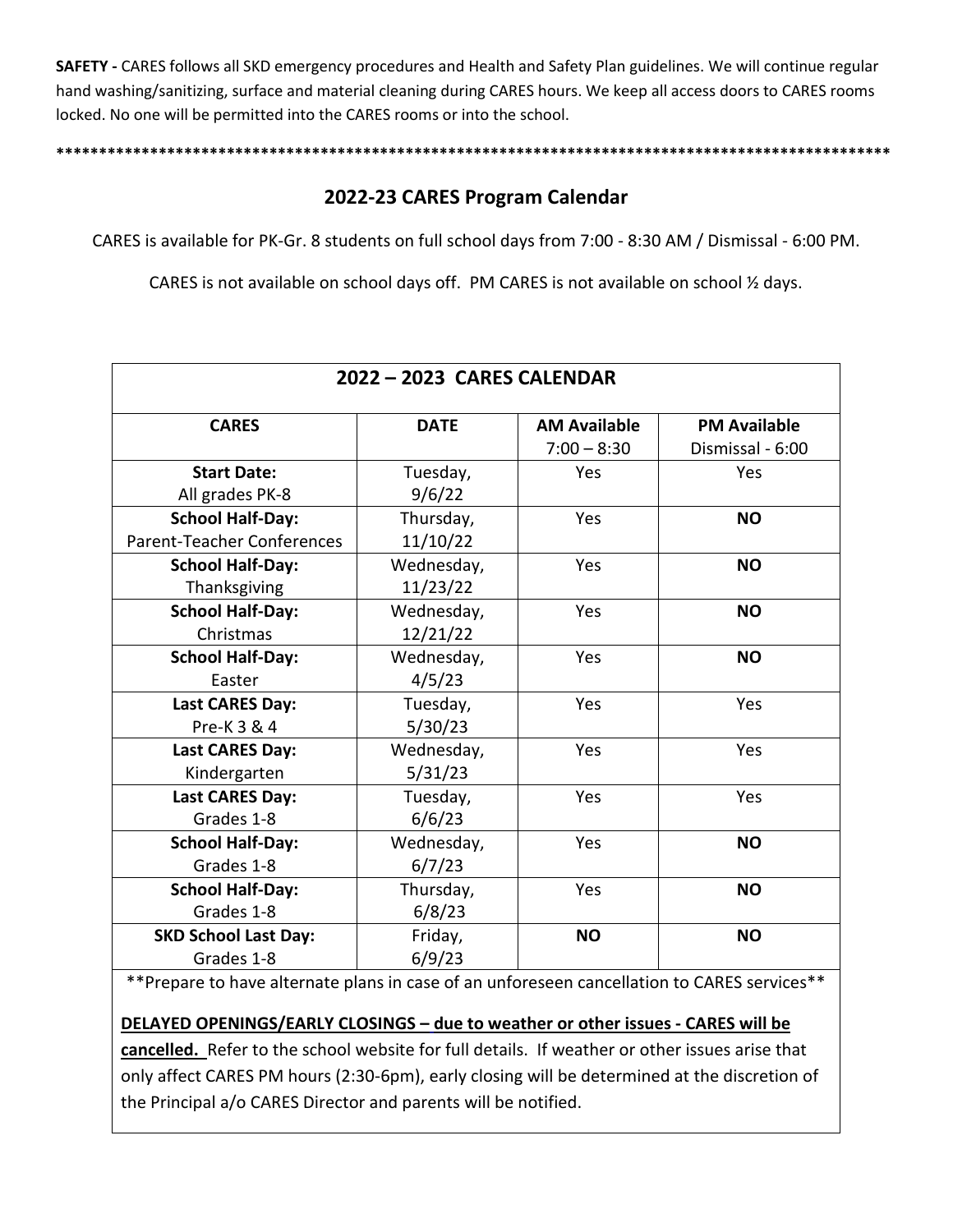**SAFETY -** CARES follows all SKD emergency procedures and Health and Safety Plan guidelines. We will continue regular hand washing/sanitizing, surface and material cleaning during CARES hours. We keep all access doors to CARES rooms locked. No one will be permitted into the CARES rooms or into the school.

****************************************************************************************************

## 2022-23 CARES Program Calendar

CARES is available for PK-Gr. 8 students on full school days from 7:00 - 8:30 AM / Dismissal - 6:00 PM.

CARES is not available on school days off. PM CARES is not available on school ½ days.

| 2022 – 2023 CARES CALENDAR | | | |
|---|---|---|---|
| **CARES** | **DATE** | **AM Available** 7:00 – 8:30 | **PM Available** Dismissal - 6:00 |
| **Start Date:** All grades PK-8 | Tuesday, 9/6/22 | Yes | Yes |
| **School Half-Day:** Parent-Teacher Conferences | Thursday, 11/10/22 | Yes | **NO** |
| **School Half-Day:** Thanksgiving | Wednesday, 11/23/22 | Yes | **NO** |
| **School Half-Day:** Christmas | Wednesday, 12/21/22 | Yes | **NO** |
| **School Half-Day:** Easter | Wednesday, 4/5/23 | Yes | **NO** |
| **Last CARES Day:** Pre-K 3 & 4 | Tuesday, 5/30/23 | Yes | Yes |
| **Last CARES Day:** Kindergarten | Wednesday, 5/31/23 | Yes | Yes |
| **Last CARES Day:** Grades 1-8 | Tuesday, 6/6/23 | Yes | Yes |
| **School Half-Day:** Grades 1-8 | Wednesday, 6/7/23 | Yes | **NO** |
| **School Half-Day:** Grades 1-8 | Thursday, 6/8/23 | Yes | **NO** |
| **SKD School Last Day:** Grades 1-8 | Friday, 6/9/23 | **NO** | **NO** |

**Prepare to have alternate plans in case of an unforeseen cancellation to CARES services**

**DELAYED OPENINGS/EARLY CLOSINGS – due to weather or other issues - CARES will be cancelled.** Refer to the school website for full details. If weather or other issues arise that only affect CARES PM hours (2:30-6pm), early closing will be determined at the discretion of the Principal a/o CARES Director and parents will be notified.